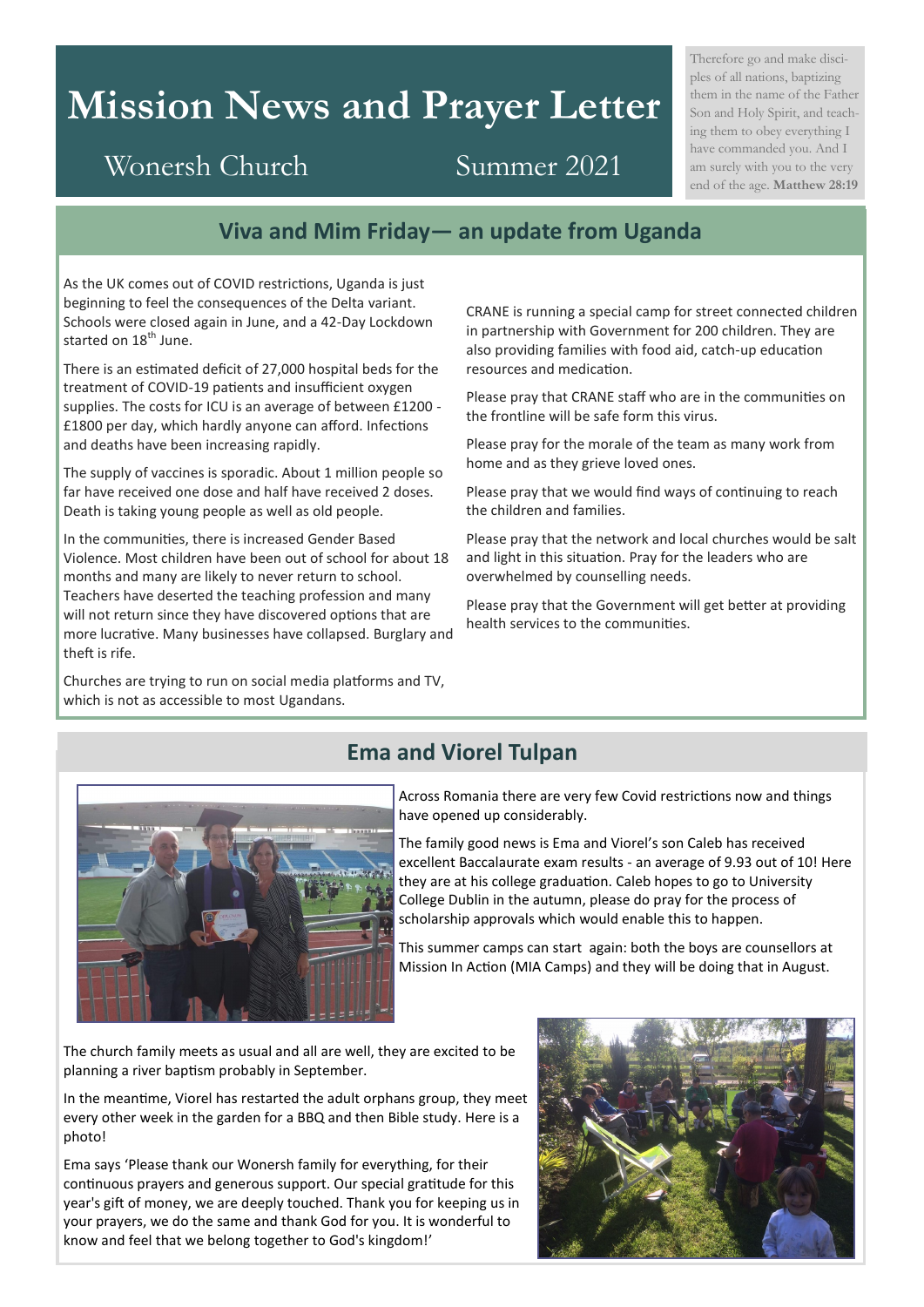# Mission News and Prayer Letter

Wonersh Church Summer 2021

Therefore go and make disciples of all nations, baptizing them in the name of the Father Son and Holy Spirit, and teaching them to obey everything I have commanded you. And I am surely with you to the very end of the age. **Matthew 28:19**

## Viva and Mim Friday— an update from Uganda

As the UK comes out of COVID restrictions, Uganda is just beginning to feel the consequences of the Delta variant. Schools were closed again in June, and a 42-Day Lockdown started on 18th June.

There is an estimated deficit of 27,000 hospital beds for the treatment of COVID-19 patients and insufficient oxygen supplies. The costs for ICU is an average of between £1200 - £1800 per day, which hardly anyone can afford. Infections and deaths have been increasing rapidly.

The supply of vaccines is sporadic. About 1 million people so far have received one dose and half have received 2 doses. Death is taking young people as well as old people.

In the communities, there is increased Gender Based Violence. Most children have been out of school for about 18 months and many are likely to never return to school. Teachers have deserted the teaching profession and many will not return since they have discovered options that are more lucrative. Many businesses have collapsed. Burglary and theft is rife.

Churches are trying to run on social media platforms and TV, which is not as accessible to most Ugandans.

CRANE is running a special camp for street connected children in partnership with Government for 200 children. They are also providing families with food aid, catch-up education resources and medication.

Please pray that CRANE staff who are in the communities on the frontline will be safe form this virus.

Please pray for the morale of the team as many work from home and as they grieve loved ones.

Please pray that we would find ways of continuing to reach the children and families.

Please pray that the network and local churches would be salt and light in this situation. Pray for the leaders who are overwhelmed by counselling needs.

Please pray that the Government will get better at providing health services to the communities.

## Ema and Viorel Tulpan

Across Romania there are very few Covid restrictions now and things have opened up considerably.

The family good news is Ema and Viorel's son Caleb has received excellent Baccalaurate exam results - an average of 9.93 out of 10! Here they are at his college graduation. Caleb hopes to go to University College Dublin in the autumn, please do pray for the process of scholarship approvals which would enable this to happen.

This summer camps can start again: both the boys are counsellors at Mission In Action (MIA Camps) and they will be doing that in August.

The church family meets as usual and all are well, they are excited to be planning a river baptism probably in September.

In the meantime, Viorel has restarted the adult orphans group, they meet every other week in the garden for a BBQ and then Bible study. Here is a photo!

Ema says 'Please thank our Wonersh family for everything, for their continuous prayers and generous support. Our special gratitude for this year's gift of money, we are deeply touched. Thank you for keeping us in your prayers, we do the same and thank God for you. It is wonderful to know and feel that we belong together to God's kingdom!'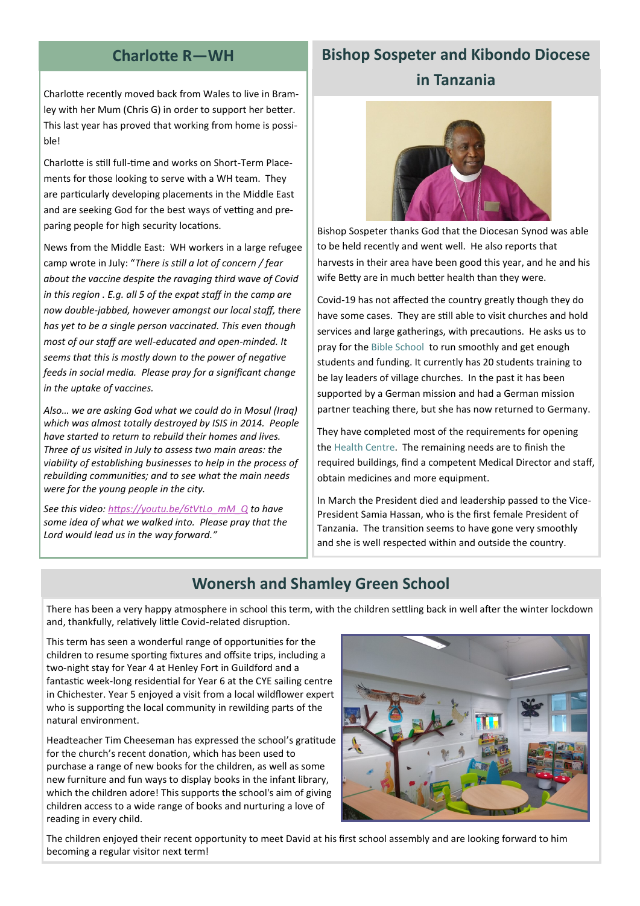## Charlotte R—WH

Charlotte recently moved back from Wales to live in Bramley with her Mum (Chris G) in order to support her better. This last year has proved that working from home is possible!

Charlotte is still full-time and works on Short-Term Placements for those looking to serve with a WH team. They are particularly developing placements in the Middle East and are seeking God for the best ways of vetting and preparing people for high security locations.

News from the Middle East: WH workers in a large refugee camp wrote in July: "*There is still a lot of concern / fear about the vaccine despite the ravaging third wave of Covid in this region . E.g. all 5 of the expat staff in the camp are now double-jabbed, however amongst our local staff, there has yet to be a single person vaccinated. This even though most of our staff are well-educated and open-minded. It seems that this is mostly down to the power of negative feeds in social media. Please pray for a significant change in the uptake of vaccines.*

*Also… we are asking God what we could do in Mosul (Iraq) which was almost totally destroyed by ISIS in 2014. People have started to return to rebuild their homes and lives. Three of us visited in July to assess two main areas: the viability of establishing businesses to help in the process of rebuilding communities; and to see what the main needs were for the young people in the city.*

*See this video: https://youtu.be/6tVtLo_mM_Q to have some idea of what we walked into. Please pray that the Lord would lead us in the way forward."*

## Bishop Sospeter and Kibondo Diocese in Tanzania

Bishop Sospeter thanks God that the Diocesan Synod was able to be held recently and went well. He also reports that harvests in their area have been good this year, and he and his wife Betty are in much better health than they were.

Covid-19 has not affected the country greatly though they do have some cases. They are still able to visit churches and hold services and large gatherings, with precautions. He asks us to pray for the Bible School to run smoothly and get enough students and funding. It currently has 20 students training to be lay leaders of village churches. In the past it has been supported by a German mission and had a German mission partner teaching there, but she has now returned to Germany.

They have completed most of the requirements for opening the Health Centre. The remaining needs are to finish the required buildings, find a competent Medical Director and staff, obtain medicines and more equipment.

In March the President died and leadership passed to the Vice-President Samia Hassan, who is the first female President of Tanzania. The transition seems to have gone very smoothly and she is well respected within and outside the country.

## Wonersh and Shamley Green School

There has been a very happy atmosphere in school this term, with the children settling back in well after the winter lockdown and, thankfully, relatively little Covid-related disruption.

This term has seen a wonderful range of opportunities for the children to resume sporting fixtures and offsite trips, including a two-night stay for Year 4 at Henley Fort in Guildford and a fantastic week-long residential for Year 6 at the CYE sailing centre in Chichester. Year 5 enjoyed a visit from a local wildflower expert who is supporting the local community in rewilding parts of the natural environment.

Headteacher Tim Cheeseman has expressed the school's gratitude for the church's recent donation, which has been used to purchase a range of new books for the children, as well as some new furniture and fun ways to display books in the infant library, which the children adore! This supports the school's aim of giving children access to a wide range of books and nurturing a love of reading in every child.

The children enjoyed their recent opportunity to meet David at his first school assembly and are looking forward to him becoming a regular visitor next term!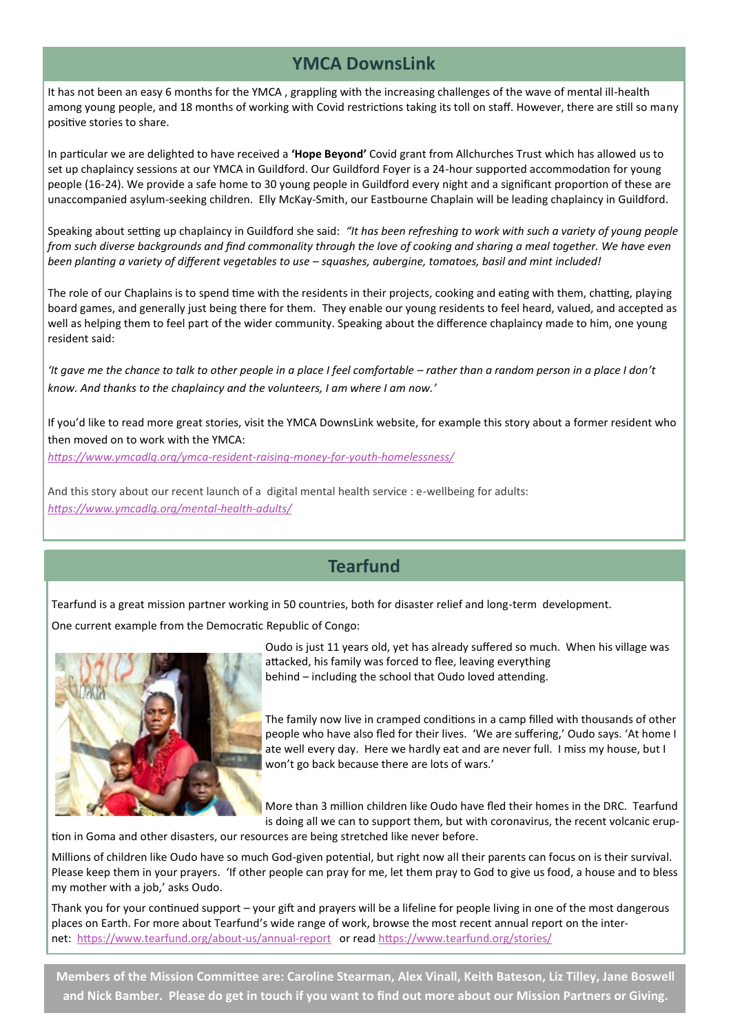## YMCA DownsLink

It has not been an easy 6 months for the YMCA , grappling with the increasing challenges of the wave of mental ill-health among young people, and 18 months of working with Covid restrictions taking its toll on staff. However, there are still so many positive stories to share.

In particular we are delighted to have received a **'Hope Beyond'** Covid grant from Allchurches Trust which has allowed us to set up chaplaincy sessions at our YMCA in Guildford. Our Guildford Foyer is a 24-hour supported accommodation for young people (16-24). We provide a safe home to 30 young people in Guildford every night and a significant proportion of these are unaccompanied asylum-seeking children. Elly McKay-Smith, our Eastbourne Chaplain will be leading chaplaincy in Guildford.

Speaking about setting up chaplaincy in Guildford she said: *"It has been refreshing to work with such a variety of young people from such diverse backgrounds and find commonality through the love of cooking and sharing a meal together. We have even been planting a variety of different vegetables to use – squashes, aubergine, tomatoes, basil and mint included!*

The role of our Chaplains is to spend time with the residents in their projects, cooking and eating with them, chatting, playing board games, and generally just being there for them. They enable our young residents to feel heard, valued, and accepted as well as helping them to feel part of the wider community. Speaking about the difference chaplaincy made to him, one young resident said:

*'It gave me the chance to talk to other people in a place I feel comfortable – rather than a random person in a place I don't know. And thanks to the chaplaincy and the volunteers, I am where I am now.'*

If you'd like to read more great stories, visit the YMCA DownsLink website, for example this story about a former resident who then moved on to work with the YMCA:

*https://www.ymcadlg.org/ymca-resident-raising-money-for-youth-homelessness/*

And this story about our recent launch of a digital mental health service : e-wellbeing for adults:

*https://www.ymcadlg.org/mental-health-adults/*

## Tearfund

Tearfund is a great mission partner working in 50 countries, both for disaster relief and long-term development.

One current example from the Democratic Republic of Congo:

Oudo is just 11 years old, yet has already suffered so much. When his village was attacked, his family was forced to flee, leaving everything behind – including the school that Oudo loved attending.

The family now live in cramped conditions in a camp filled with thousands of other people who have also fled for their lives. 'We are suffering,' Oudo says. 'At home I ate well every day. Here we hardly eat and are never full. I miss my house, but I won't go back because there are lots of wars.'

More than 3 million children like Oudo have fled their homes in the DRC. Tearfund is doing all we can to support them, but with coronavirus, the recent volcanic eruption in Goma and other disasters, our resources are being stretched like never before.

Millions of children like Oudo have so much God-given potential, but right now all their parents can focus on is their survival. Please keep them in your prayers. 'If other people can pray for me, let them pray to God to give us food, a house and to bless my mother with a job,' asks Oudo.

Thank you for your continued support – your gift and prayers will be a lifeline for people living in one of the most dangerous places on Earth. For more about Tearfund's wide range of work, browse the most recent annual report on the internet: https://www.tearfund.org/about-us/annual-report or read https://www.tearfund.org/stories/

**Members of the Mission Committee are: Caroline Stearman, Alex Vinall, Keith Bateson, Liz Tilley, Jane Boswell and Nick Bamber. Please do get in touch if you want to find out more about our Mission Partners or Giving.**